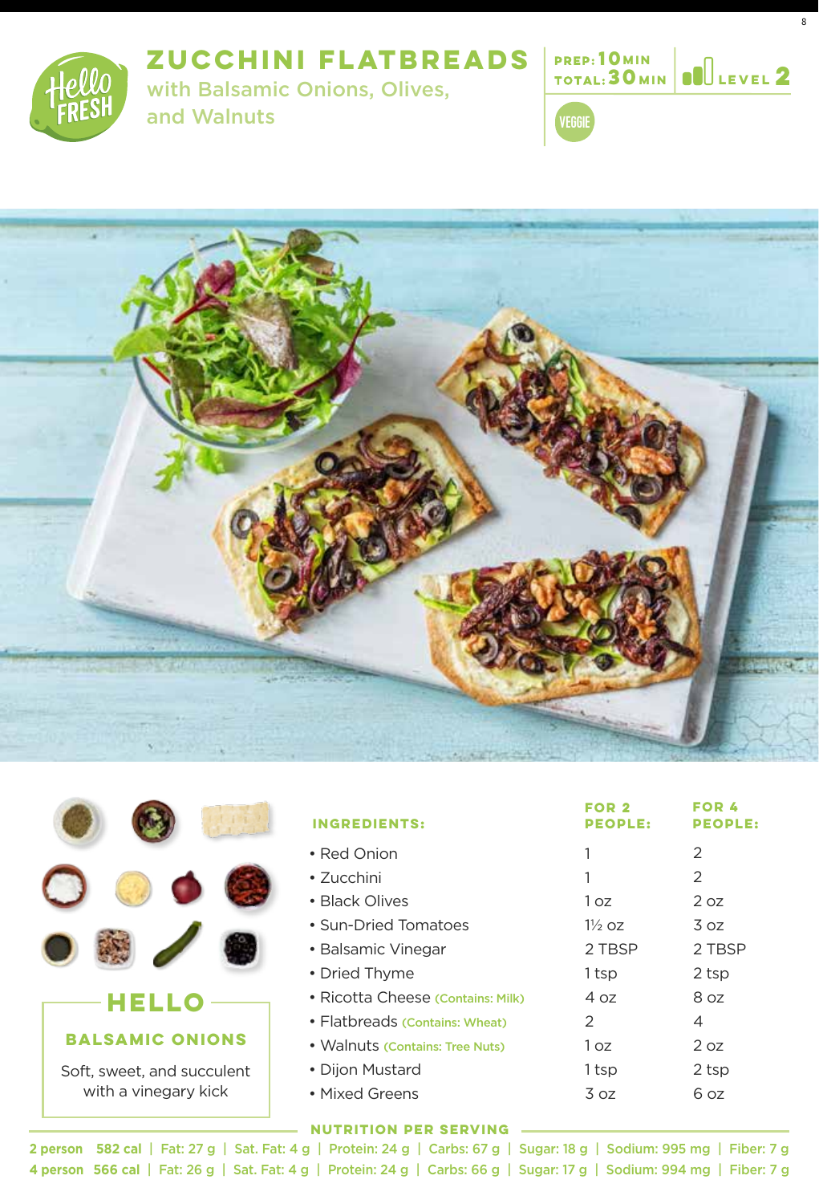# ZUCCHINI FLATBREADS

with Balsamic Onions, Olives, and Walnuts

PREP: 10 MIN
TOTAL: 30 MIN

LEVEL 2

VEGGIE

| INGREDIENTS: | FOR 2 PEOPLE: | FOR 4 PEOPLE: |
|---|---|---|
| • Red Onion | 1 | 2 |
| • Zucchini | 1 | 2 |
| • Black Olives | 1 oz | 2 oz |
| • Sun-Dried Tomatoes | 1½ oz | 3 oz |
| • Balsamic Vinegar | 2 TBSP | 2 TBSP |
| • Dried Thyme | 1 tsp | 2 tsp |
| • Ricotta Cheese (Contains: Milk) | 4 oz | 8 oz |
| • Flatbreads (Contains: Wheat) | 2 | 4 |
| • Walnuts (Contains: Tree Nuts) | 1 oz | 2 oz |
| • Dijon Mustard | 1 tsp | 2 tsp |
| • Mixed Greens | 3 oz | 6 oz |

## HELLO

### BALSAMIC ONIONS

Soft, sweet, and succulent with a vinegary kick

### NUTRITION PER SERVING

**2 person** 582 cal | Fat: 27 g | Sat. Fat: 4 g | Protein: 24 g | Carbs: 67 g | Sugar: 18 g | Sodium: 995 mg | Fiber: 7 g

**4 person** 566 cal | Fat: 26 g | Sat. Fat: 4 g | Protein: 24 g | Carbs: 66 g | Sugar: 17 g | Sodium: 994 mg | Fiber: 7 g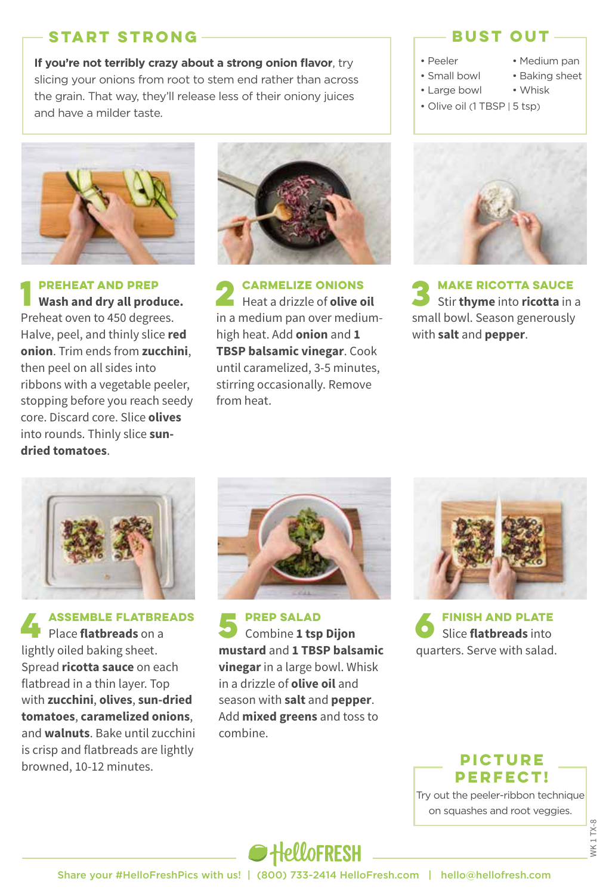## START STRONG

**If you're not terribly crazy about a strong onion flavor**, try slicing your onions from root to stem end rather than across the grain. That way, they'll release less of their oniony juices and have a milder taste.

## BUST OUT

- Peeler
- Small bowl
- Large bowl
- Olive oil (1 TBSP | 5 tsp)
- Medium pan
- Baking sheet
- Whisk

### 1 PREHEAT AND PREP

**Wash and dry all produce.** Preheat oven to 450 degrees. Halve, peel, and thinly slice **red onion**. Trim ends from **zucchini**, then peel on all sides into ribbons with a vegetable peeler, stopping before you reach seedy core. Discard core. Slice **olives** into rounds. Thinly slice **sun-dried tomatoes**.

### 2 CARMELIZE ONIONS

Heat a drizzle of **olive oil** in a medium pan over medium-high heat. Add **onion** and **1 TBSP balsamic vinegar**. Cook until caramelized, 3-5 minutes, stirring occasionally. Remove from heat.

### 3 MAKE RICOTTA SAUCE

Stir **thyme** into **ricotta** in a small bowl. Season generously with **salt** and **pepper**.

### 4 ASSEMBLE FLATBREADS

Place **flatbreads** on a lightly oiled baking sheet. Spread **ricotta sauce** on each flatbread in a thin layer. Top with **zucchini**, **olives**, **sun-dried tomatoes**, **caramelized onions**, and **walnuts**. Bake until zucchini is crisp and flatbreads are lightly browned, 10-12 minutes.

### 5 PREP SALAD

Combine **1 tsp Dijon mustard** and **1 TBSP balsamic vinegar** in a large bowl. Whisk in a drizzle of **olive oil** and season with **salt** and **pepper**. Add **mixed greens** and toss to combine.

### 6 FINISH AND PLATE

Slice **flatbreads** into quarters. Serve with salad.

## PICTURE PERFECT!

Try out the peeler-ribbon technique on squashes and root veggies.

WK 1 TX-8

HelloFRESH

Share your #HelloFreshPics with us! | (800) 733-2414 HelloFresh.com | hello@hellofresh.com